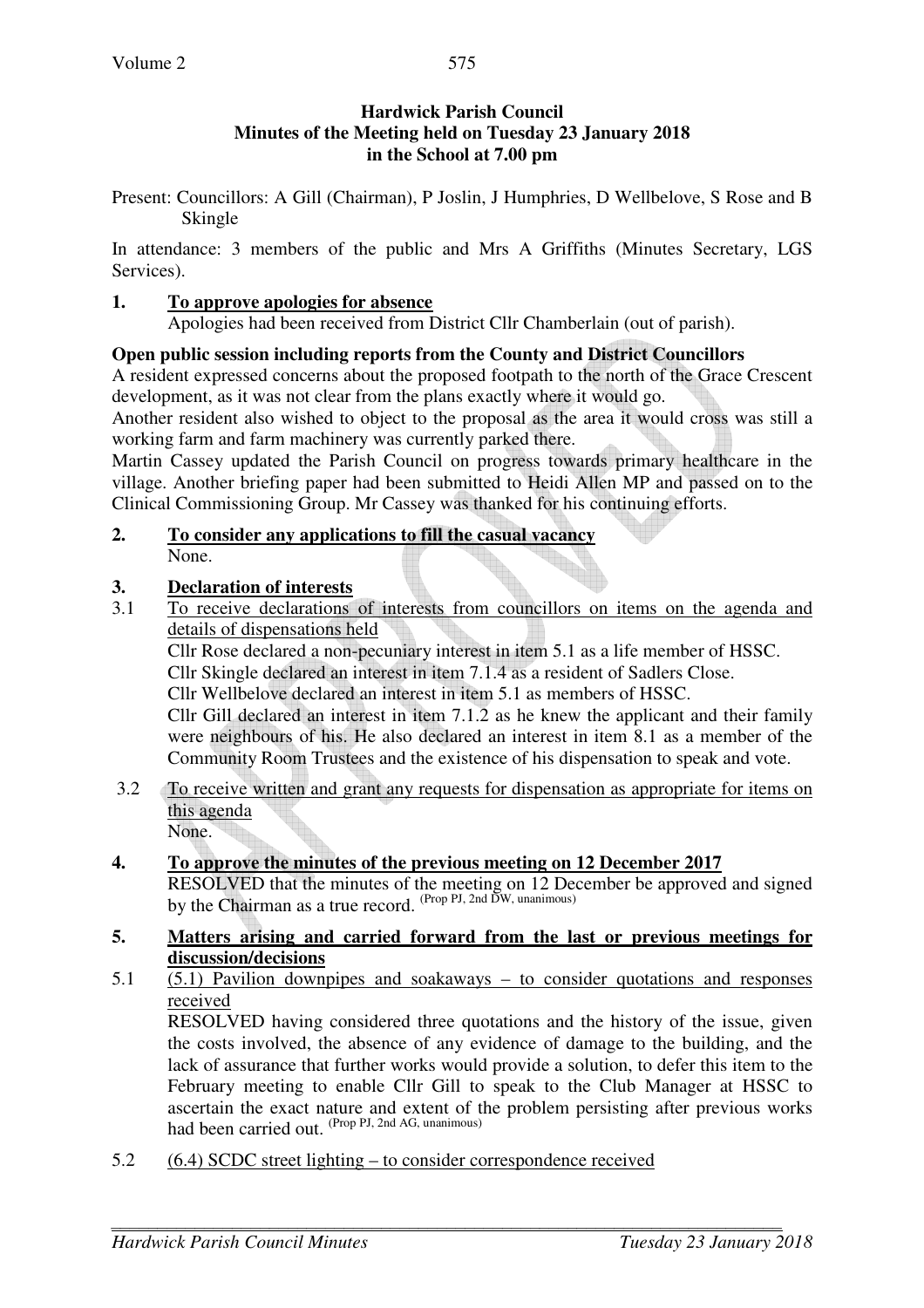**Hardwick Parish Council**
**Minutes of the Meeting held on Tuesday 23 January 2018**
**in the School at 7.00 pm**

Present: Councillors: A Gill (Chairman), P Joslin, J Humphries, D Wellbelove, S Rose and B Skingle

In attendance: 3 members of the public and Mrs A Griffiths (Minutes Secretary, LGS Services).

## 1. To approve apologies for absence

Apologies had been received from District Cllr Chamberlain (out of parish).

**Open public session including reports from the County and District Councillors**

A resident expressed concerns about the proposed footpath to the north of the Grace Crescent development, as it was not clear from the plans exactly where it would go.

Another resident also wished to object to the proposal as the area it would cross was still a working farm and farm machinery was currently parked there.

Martin Cassey updated the Parish Council on progress towards primary healthcare in the village. Another briefing paper had been submitted to Heidi Allen MP and passed on to the Clinical Commissioning Group. Mr Cassey was thanked for his continuing efforts.

## 2. To consider any applications to fill the casual vacancy

None.

## 3. Declaration of interests

3.1 To receive declarations of interests from councillors on items on the agenda and details of dispensations held

Cllr Rose declared a non-pecuniary interest in item 5.1 as a life member of HSSC.

Cllr Skingle declared an interest in item 7.1.4 as a resident of Sadlers Close.

Cllr Wellbelove declared an interest in item 5.1 as members of HSSC.

Cllr Gill declared an interest in item 7.1.2 as he knew the applicant and their family were neighbours of his. He also declared an interest in item 8.1 as a member of the Community Room Trustees and the existence of his dispensation to speak and vote.

3.2 To receive written and grant any requests for dispensation as appropriate for items on this agenda

None.

## 4. To approve the minutes of the previous meeting on 12 December 2017

RESOLVED that the minutes of the meeting on 12 December be approved and signed by the Chairman as a true record. (Prop PJ, 2nd DW, unanimous)

## 5. Matters arising and carried forward from the last or previous meetings for discussion/decisions

5.1 (5.1) Pavilion downpipes and soakaways – to consider quotations and responses received

RESOLVED having considered three quotations and the history of the issue, given the costs involved, the absence of any evidence of damage to the building, and the lack of assurance that further works would provide a solution, to defer this item to the February meeting to enable Cllr Gill to speak to the Club Manager at HSSC to ascertain the exact nature and extent of the problem persisting after previous works had been carried out. (Prop PJ, 2nd AG, unanimous)

5.2 (6.4) SCDC street lighting – to consider correspondence received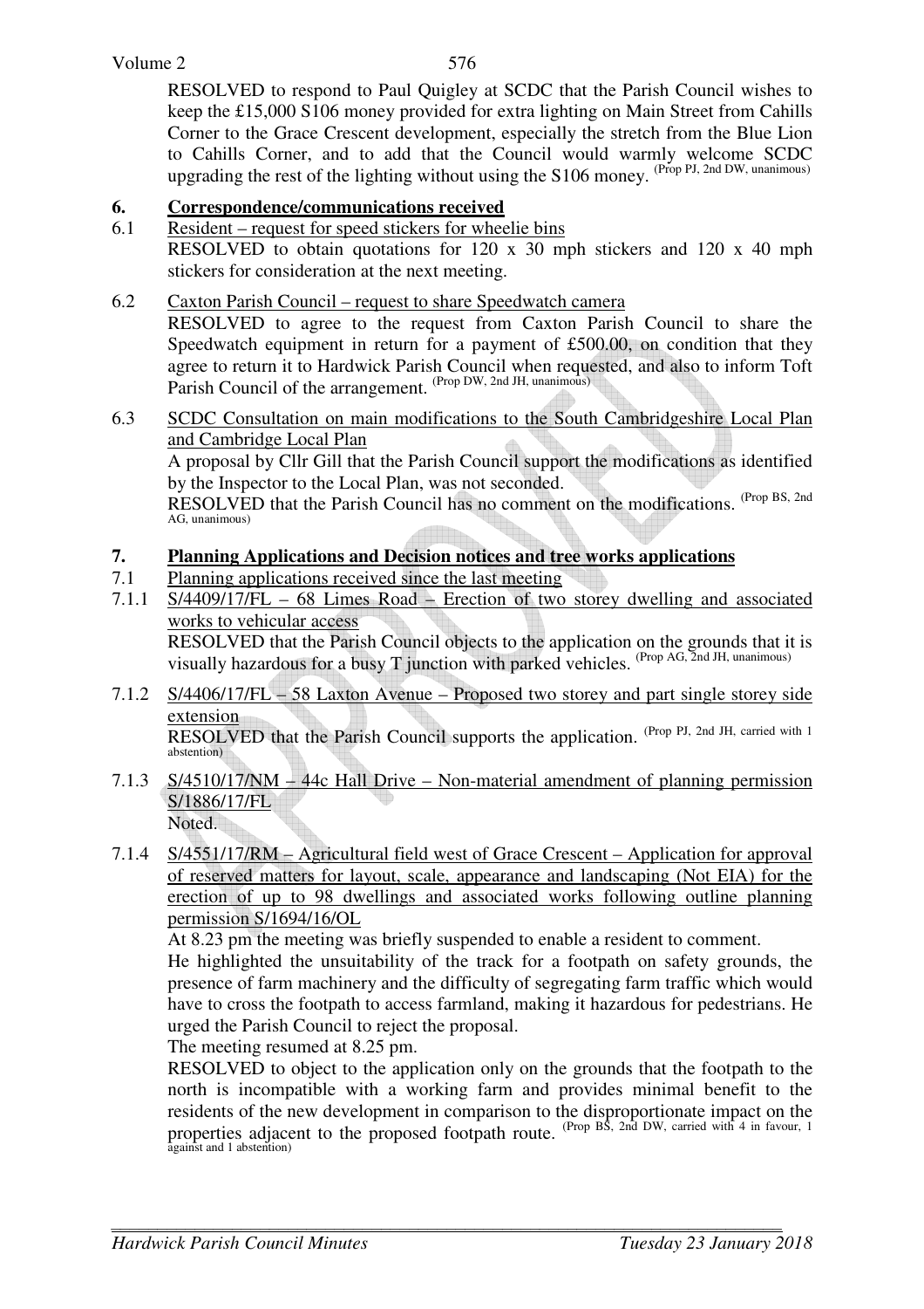RESOLVED to respond to Paul Quigley at SCDC that the Parish Council wishes to keep the £15,000 S106 money provided for extra lighting on Main Street from Cahills Corner to the Grace Crescent development, especially the stretch from the Blue Lion to Cahills Corner, and to add that the Council would warmly welcome SCDC upgrading the rest of the lighting without using the S106 money. (Prop PJ, 2nd DW, unanimous)

## 6. Correspondence/communications received

6.1 Resident – request for speed stickers for wheelie bins

RESOLVED to obtain quotations for 120 x 30 mph stickers and 120 x 40 mph stickers for consideration at the next meeting.

6.2 Caxton Parish Council – request to share Speedwatch camera

RESOLVED to agree to the request from Caxton Parish Council to share the Speedwatch equipment in return for a payment of £500.00, on condition that they agree to return it to Hardwick Parish Council when requested, and also to inform Toft Parish Council of the arrangement. (Prop DW, 2nd JH, unanimous)

6.3 SCDC Consultation on main modifications to the South Cambridgeshire Local Plan and Cambridge Local Plan

A proposal by Cllr Gill that the Parish Council support the modifications as identified by the Inspector to the Local Plan, was not seconded.

RESOLVED that the Parish Council has no comment on the modifications. (Prop BS, 2nd AG, unanimous)

## 7. Planning Applications and Decision notices and tree works applications

7.1 Planning applications received since the last meeting

7.1.1 S/4409/17/FL – 68 Limes Road – Erection of two storey dwelling and associated works to vehicular access

RESOLVED that the Parish Council objects to the application on the grounds that it is visually hazardous for a busy T junction with parked vehicles. (Prop AG, 2nd JH, unanimous)

7.1.2 S/4406/17/FL – 58 Laxton Avenue – Proposed two storey and part single storey side extension

RESOLVED that the Parish Council supports the application. (Prop PJ, 2nd JH, carried with 1 abstention)

7.1.3 S/4510/17/NM – 44c Hall Drive – Non-material amendment of planning permission S/1886/17/FL

Noted.

7.1.4 S/4551/17/RM – Agricultural field west of Grace Crescent – Application for approval of reserved matters for layout, scale, appearance and landscaping (Not EIA) for the erection of up to 98 dwellings and associated works following outline planning permission S/1694/16/OL

At 8.23 pm the meeting was briefly suspended to enable a resident to comment.

He highlighted the unsuitability of the track for a footpath on safety grounds, the presence of farm machinery and the difficulty of segregating farm traffic which would have to cross the footpath to access farmland, making it hazardous for pedestrians. He urged the Parish Council to reject the proposal.

The meeting resumed at 8.25 pm.

RESOLVED to object to the application only on the grounds that the footpath to the north is incompatible with a working farm and provides minimal benefit to the residents of the new development in comparison to the disproportionate impact on the properties adjacent to the proposed footpath route. (Prop BS, 2nd DW, carried with 4 in favour, 1 against and 1 abstention)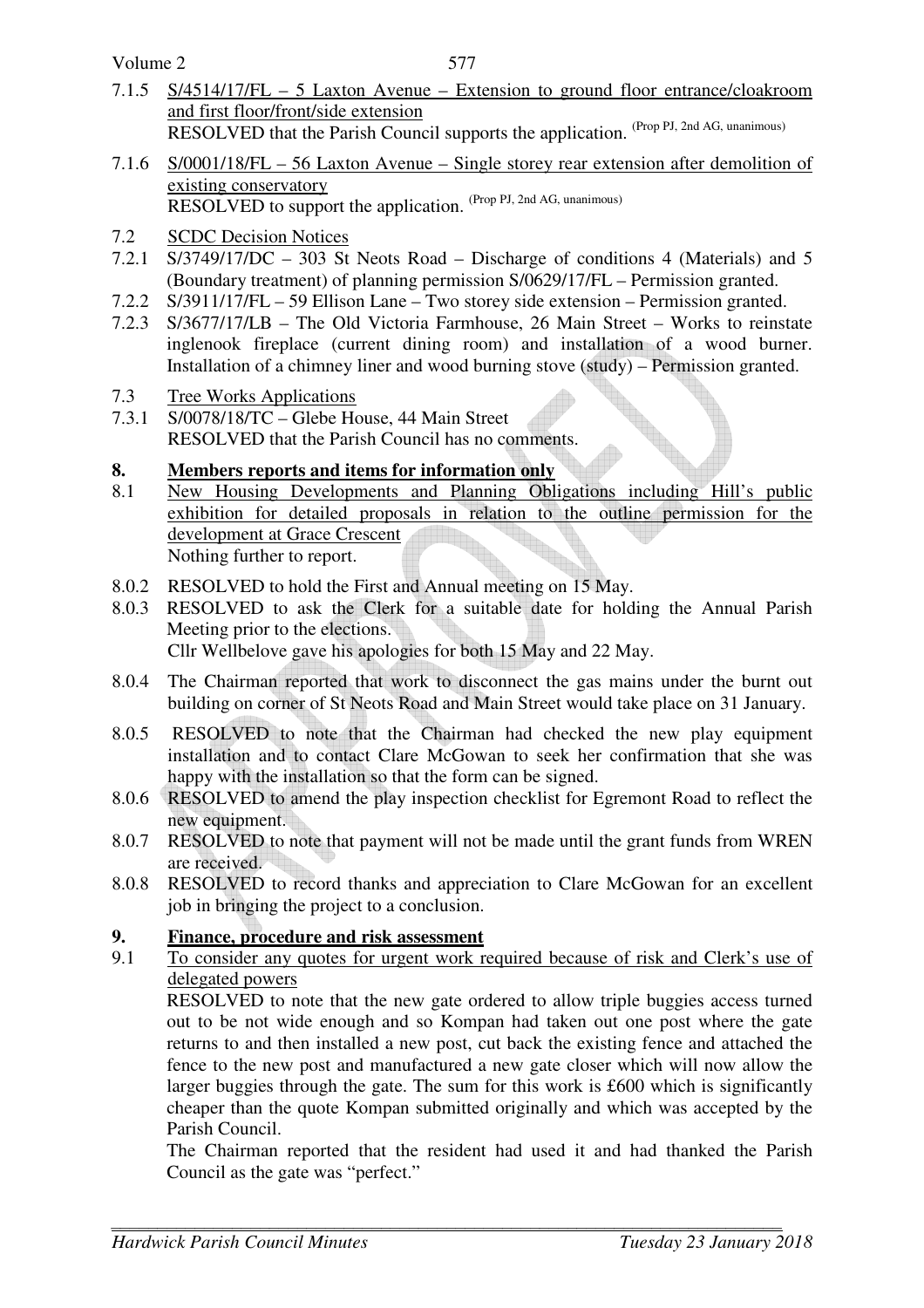7.1.5 S/4514/17/FL – 5 Laxton Avenue – Extension to ground floor entrance/cloakroom and first floor/front/side extension
RESOLVED that the Parish Council supports the application. (Prop PJ, 2nd AG, unanimous)

7.1.6 S/0001/18/FL – 56 Laxton Avenue – Single storey rear extension after demolition of existing conservatory
RESOLVED to support the application. (Prop PJ, 2nd AG, unanimous)

7.2 SCDC Decision Notices

7.2.1 S/3749/17/DC – 303 St Neots Road – Discharge of conditions 4 (Materials) and 5 (Boundary treatment) of planning permission S/0629/17/FL – Permission granted.

7.2.2 S/3911/17/FL – 59 Ellison Lane – Two storey side extension – Permission granted.

7.2.3 S/3677/17/LB – The Old Victoria Farmhouse, 26 Main Street – Works to reinstate inglenook fireplace (current dining room) and installation of a wood burner. Installation of a chimney liner and wood burning stove (study) – Permission granted.

7.3 Tree Works Applications

7.3.1 S/0078/18/TC – Glebe House, 44 Main Street
RESOLVED that the Parish Council has no comments.

## 8. Members reports and items for information only

8.1 New Housing Developments and Planning Obligations including Hill's public exhibition for detailed proposals in relation to the outline permission for the development at Grace Crescent
Nothing further to report.

8.0.2 RESOLVED to hold the First and Annual meeting on 15 May.

8.0.3 RESOLVED to ask the Clerk for a suitable date for holding the Annual Parish Meeting prior to the elections.
Cllr Wellbelove gave his apologies for both 15 May and 22 May.

8.0.4 The Chairman reported that work to disconnect the gas mains under the burnt out building on corner of St Neots Road and Main Street would take place on 31 January.

8.0.5 RESOLVED to note that the Chairman had checked the new play equipment installation and to contact Clare McGowan to seek her confirmation that she was happy with the installation so that the form can be signed.

8.0.6 RESOLVED to amend the play inspection checklist for Egremont Road to reflect the new equipment.

8.0.7 RESOLVED to note that payment will not be made until the grant funds from WREN are received.

8.0.8 RESOLVED to record thanks and appreciation to Clare McGowan for an excellent job in bringing the project to a conclusion.

## 9. Finance, procedure and risk assessment

9.1 To consider any quotes for urgent work required because of risk and Clerk's use of delegated powers
RESOLVED to note that the new gate ordered to allow triple buggies access turned out to be not wide enough and so Kompan had taken out one post where the gate returns to and then installed a new post, cut back the existing fence and attached the fence to the new post and manufactured a new gate closer which will now allow the larger buggies through the gate. The sum for this work is £600 which is significantly cheaper than the quote Kompan submitted originally and which was accepted by the Parish Council.
The Chairman reported that the resident had used it and had thanked the Parish Council as the gate was "perfect."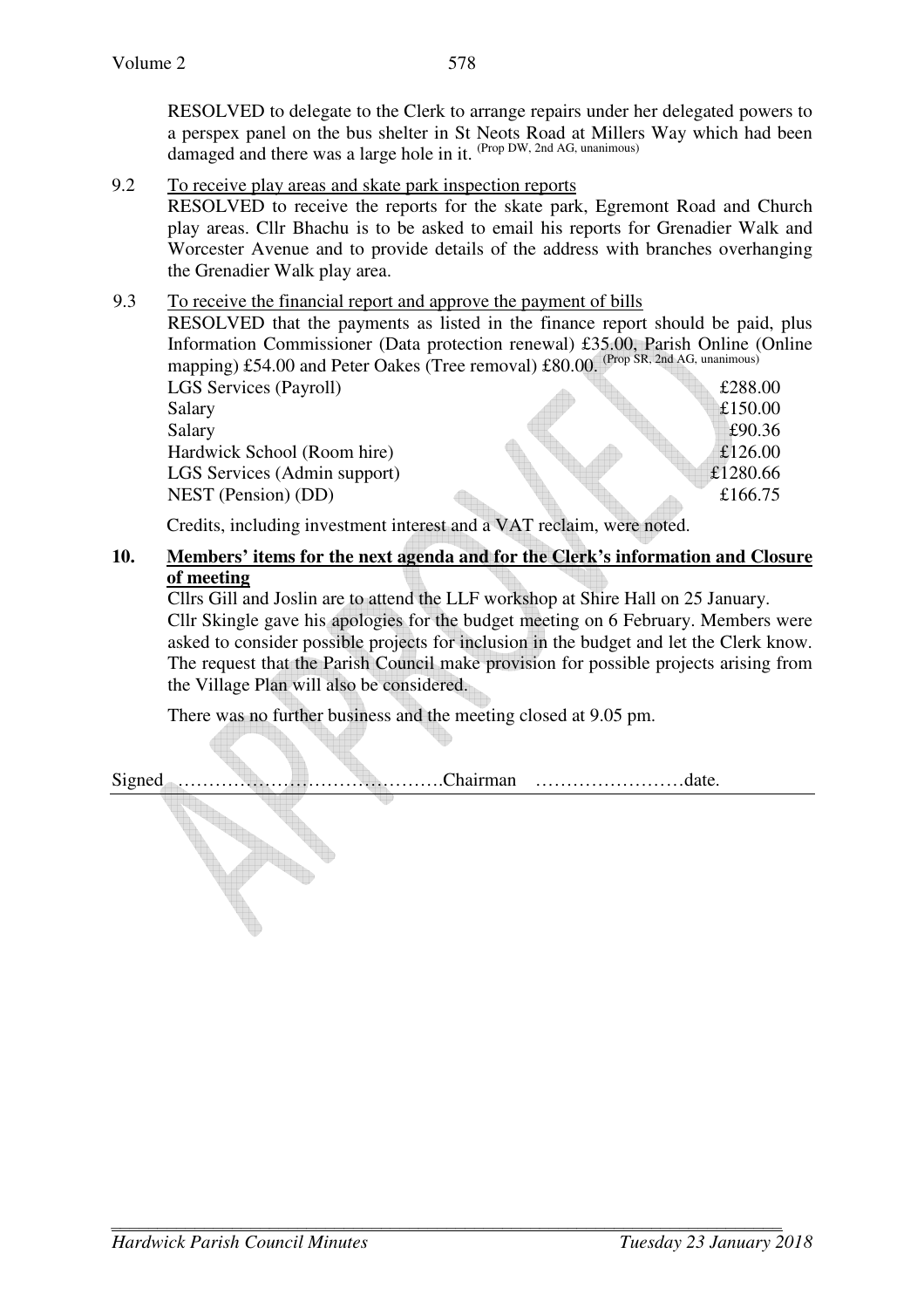RESOLVED to delegate to the Clerk to arrange repairs under her delegated powers to a perspex panel on the bus shelter in St Neots Road at Millers Way which had been damaged and there was a large hole in it. (Prop DW, 2nd AG, unanimous)

9.2 To receive play areas and skate park inspection reports

RESOLVED to receive the reports for the skate park, Egremont Road and Church play areas. Cllr Bhachu is to be asked to email his reports for Grenadier Walk and Worcester Avenue and to provide details of the address with branches overhanging the Grenadier Walk play area.

9.3 To receive the financial report and approve the payment of bills

RESOLVED that the payments as listed in the finance report should be paid, plus Information Commissioner (Data protection renewal) £35.00, Parish Online (Online mapping) £54.00 and Peter Oakes (Tree removal) £80.00. (Prop SR, 2nd AG, unanimous)

| | |
|---|---|
| LGS Services (Payroll) | £288.00 |
| Salary | £150.00 |
| Salary | £90.36 |
| Hardwick School (Room hire) | £126.00 |
| LGS Services (Admin support) | £1280.66 |
| NEST (Pension) (DD) | £166.75 |

Credits, including investment interest and a VAT reclaim, were noted.

**10. Members' items for the next agenda and for the Clerk's information and Closure of meeting**

Cllrs Gill and Joslin are to attend the LLF workshop at Shire Hall on 25 January.
Cllr Skingle gave his apologies for the budget meeting on 6 February. Members were asked to consider possible projects for inclusion in the budget and let the Clerk know. The request that the Parish Council make provision for possible projects arising from the Village Plan will also be considered.

There was no further business and the meeting closed at 9.05 pm.

Signed ……………………………………Chairman ……………………date.